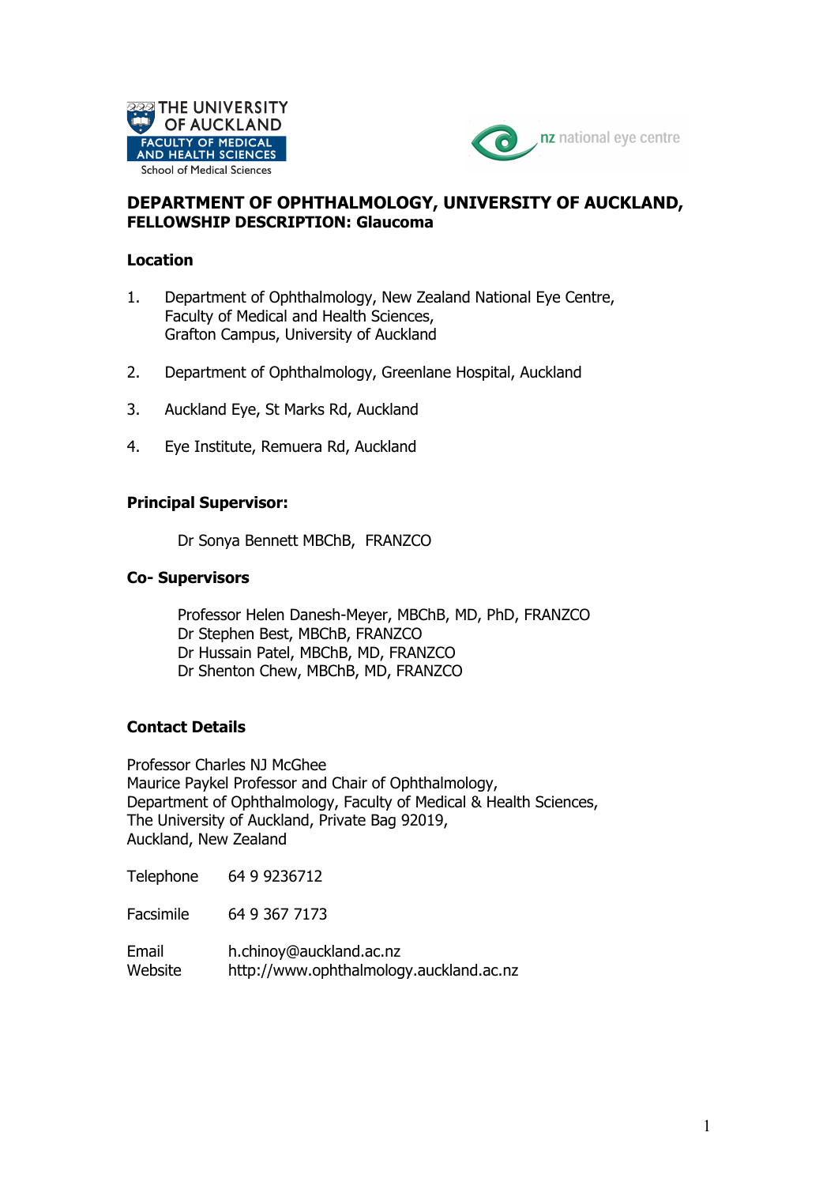THE UNIVERSITY OF AUCKLAND
FACULTY OF MEDICAL AND HEALTH SCIENCES
School of Medical Sciences

nz national eye centre

## DEPARTMENT OF OPHTHALMOLOGY, UNIVERSITY OF AUCKLAND, FELLOWSHIP DESCRIPTION: Glaucoma

### Location

1. Department of Ophthalmology, New Zealand National Eye Centre,
   Faculty of Medical and Health Sciences,
   Grafton Campus, University of Auckland

2. Department of Ophthalmology, Greenlane Hospital, Auckland

3. Auckland Eye, St Marks Rd, Auckland

4. Eye Institute, Remuera Rd, Auckland

### Principal Supervisor:

Dr Sonya Bennett MBChB, FRANZCO

### Co- Supervisors

Professor Helen Danesh-Meyer, MBChB, MD, PhD, FRANZCO
Dr Stephen Best, MBChB, FRANZCO
Dr Hussain Patel, MBChB, MD, FRANZCO
Dr Shenton Chew, MBChB, MD, FRANZCO

### Contact Details

Professor Charles NJ McGhee
Maurice Paykel Professor and Chair of Ophthalmology,
Department of Ophthalmology, Faculty of Medical & Health Sciences,
The University of Auckland, Private Bag 92019,
Auckland, New Zealand

Telephone 64 9 9236712

Facsimile 64 9 367 7173

Email h.chinoy@auckland.ac.nz
Website http://www.ophthalmology.auckland.ac.nz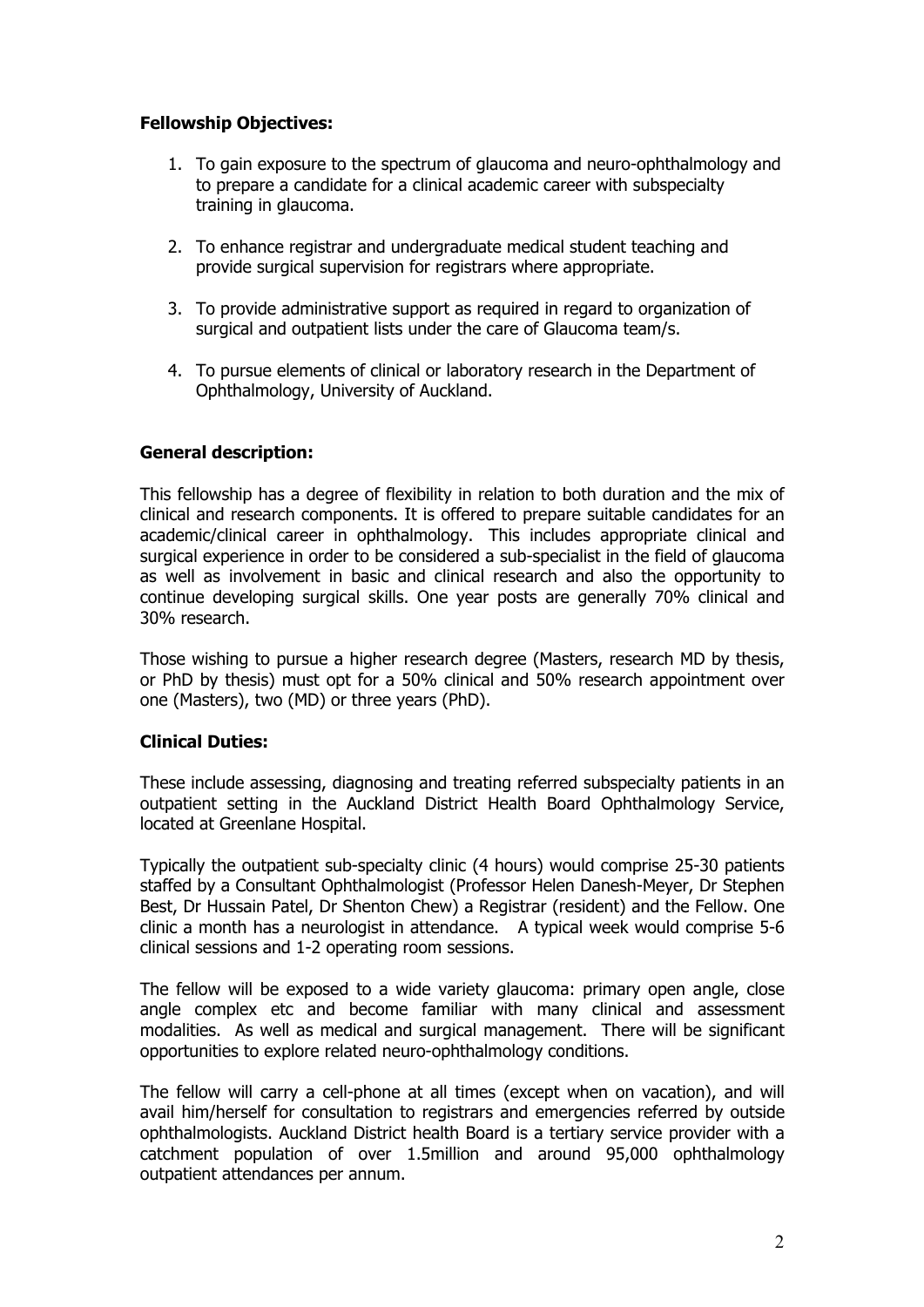**Fellowship Objectives:**

1. To gain exposure to the spectrum of glaucoma and neuro-ophthalmology and to prepare a candidate for a clinical academic career with subspecialty training in glaucoma.

2. To enhance registrar and undergraduate medical student teaching and provide surgical supervision for registrars where appropriate.

3. To provide administrative support as required in regard to organization of surgical and outpatient lists under the care of Glaucoma team/s.

4. To pursue elements of clinical or laboratory research in the Department of Ophthalmology, University of Auckland.

**General description:**

This fellowship has a degree of flexibility in relation to both duration and the mix of clinical and research components. It is offered to prepare suitable candidates for an academic/clinical career in ophthalmology. This includes appropriate clinical and surgical experience in order to be considered a sub-specialist in the field of glaucoma as well as involvement in basic and clinical research and also the opportunity to continue developing surgical skills. One year posts are generally 70% clinical and 30% research.

Those wishing to pursue a higher research degree (Masters, research MD by thesis, or PhD by thesis) must opt for a 50% clinical and 50% research appointment over one (Masters), two (MD) or three years (PhD).

**Clinical Duties:**

These include assessing, diagnosing and treating referred subspecialty patients in an outpatient setting in the Auckland District Health Board Ophthalmology Service, located at Greenlane Hospital.

Typically the outpatient sub-specialty clinic (4 hours) would comprise 25-30 patients staffed by a Consultant Ophthalmologist (Professor Helen Danesh-Meyer, Dr Stephen Best, Dr Hussain Patel, Dr Shenton Chew) a Registrar (resident) and the Fellow. One clinic a month has a neurologist in attendance. A typical week would comprise 5-6 clinical sessions and 1-2 operating room sessions.

The fellow will be exposed to a wide variety glaucoma: primary open angle, close angle complex etc and become familiar with many clinical and assessment modalities. As well as medical and surgical management. There will be significant opportunities to explore related neuro-ophthalmology conditions.

The fellow will carry a cell-phone at all times (except when on vacation), and will avail him/herself for consultation to registrars and emergencies referred by outside ophthalmologists. Auckland District health Board is a tertiary service provider with a catchment population of over 1.5million and around 95,000 ophthalmology outpatient attendances per annum.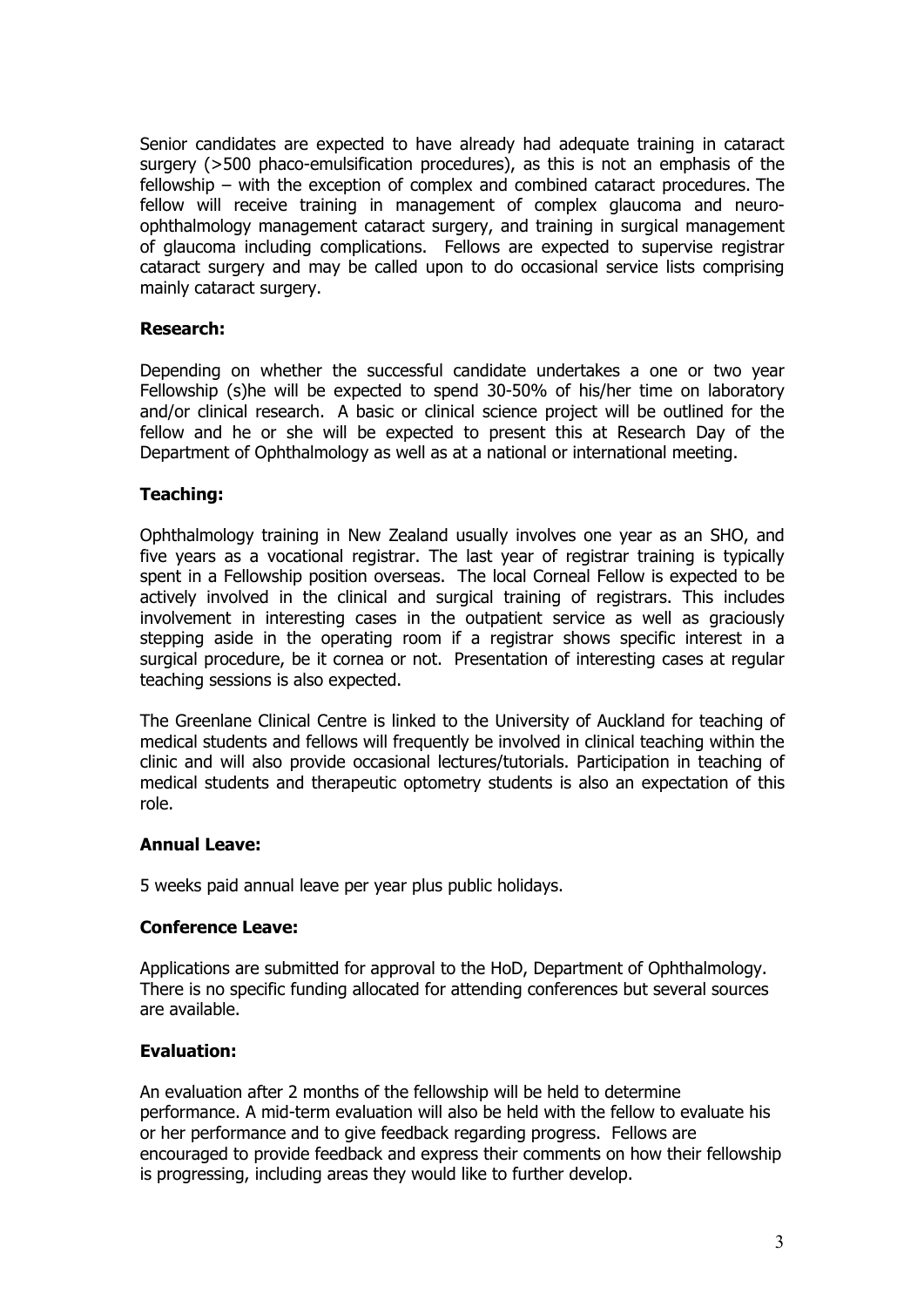Senior candidates are expected to have already had adequate training in cataract surgery (>500 phaco-emulsification procedures), as this is not an emphasis of the fellowship – with the exception of complex and combined cataract procedures. The fellow will receive training in management of complex glaucoma and neuro-ophthalmology management cataract surgery, and training in surgical management of glaucoma including complications. Fellows are expected to supervise registrar cataract surgery and may be called upon to do occasional service lists comprising mainly cataract surgery.

**Research:**

Depending on whether the successful candidate undertakes a one or two year Fellowship (s)he will be expected to spend 30-50% of his/her time on laboratory and/or clinical research. A basic or clinical science project will be outlined for the fellow and he or she will be expected to present this at Research Day of the Department of Ophthalmology as well as at a national or international meeting.

**Teaching:**

Ophthalmology training in New Zealand usually involves one year as an SHO, and five years as a vocational registrar. The last year of registrar training is typically spent in a Fellowship position overseas. The local Corneal Fellow is expected to be actively involved in the clinical and surgical training of registrars. This includes involvement in interesting cases in the outpatient service as well as graciously stepping aside in the operating room if a registrar shows specific interest in a surgical procedure, be it cornea or not. Presentation of interesting cases at regular teaching sessions is also expected.

The Greenlane Clinical Centre is linked to the University of Auckland for teaching of medical students and fellows will frequently be involved in clinical teaching within the clinic and will also provide occasional lectures/tutorials. Participation in teaching of medical students and therapeutic optometry students is also an expectation of this role.

**Annual Leave:**

5 weeks paid annual leave per year plus public holidays.

**Conference Leave:**

Applications are submitted for approval to the HoD, Department of Ophthalmology. There is no specific funding allocated for attending conferences but several sources are available.

**Evaluation:**

An evaluation after 2 months of the fellowship will be held to determine performance. A mid-term evaluation will also be held with the fellow to evaluate his or her performance and to give feedback regarding progress. Fellows are encouraged to provide feedback and express their comments on how their fellowship is progressing, including areas they would like to further develop.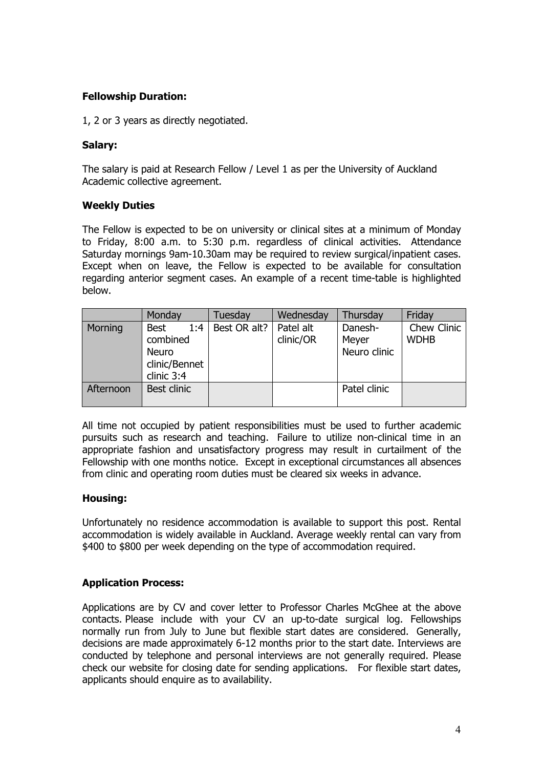**Fellowship Duration:**

1, 2 or 3 years as directly negotiated.

**Salary:**

The salary is paid at Research Fellow / Level 1 as per the University of Auckland Academic collective agreement.

**Weekly Duties**

The Fellow is expected to be on university or clinical sites at a minimum of Monday to Friday, 8:00 a.m. to 5:30 p.m. regardless of clinical activities. Attendance Saturday mornings 9am-10.30am may be required to review surgical/inpatient cases. Except when on leave, the Fellow is expected to be available for consultation regarding anterior segment cases. An example of a recent time-table is highlighted below.

| | Monday | Tuesday | Wednesday | Thursday | Friday |
|---|---|---|---|---|---|
| Morning | Best 1:4 combined Neuro clinic/Bennet clinic 3:4 | Best OR alt? | Patel alt clinic/OR | Danesh-Meyer Neuro clinic | Chew Clinic WDHB |
| Afternoon | Best clinic | | | Patel clinic | |

All time not occupied by patient responsibilities must be used to further academic pursuits such as research and teaching. Failure to utilize non-clinical time in an appropriate fashion and unsatisfactory progress may result in curtailment of the Fellowship with one months notice. Except in exceptional circumstances all absences from clinic and operating room duties must be cleared six weeks in advance.

**Housing:**

Unfortunately no residence accommodation is available to support this post. Rental accommodation is widely available in Auckland. Average weekly rental can vary from $400 to $800 per week depending on the type of accommodation required.

**Application Process:**

Applications are by CV and cover letter to Professor Charles McGhee at the above contacts. Please include with your CV an up-to-date surgical log. Fellowships normally run from July to June but flexible start dates are considered. Generally, decisions are made approximately 6-12 months prior to the start date. Interviews are conducted by telephone and personal interviews are not generally required. Please check our website for closing date for sending applications. For flexible start dates, applicants should enquire as to availability.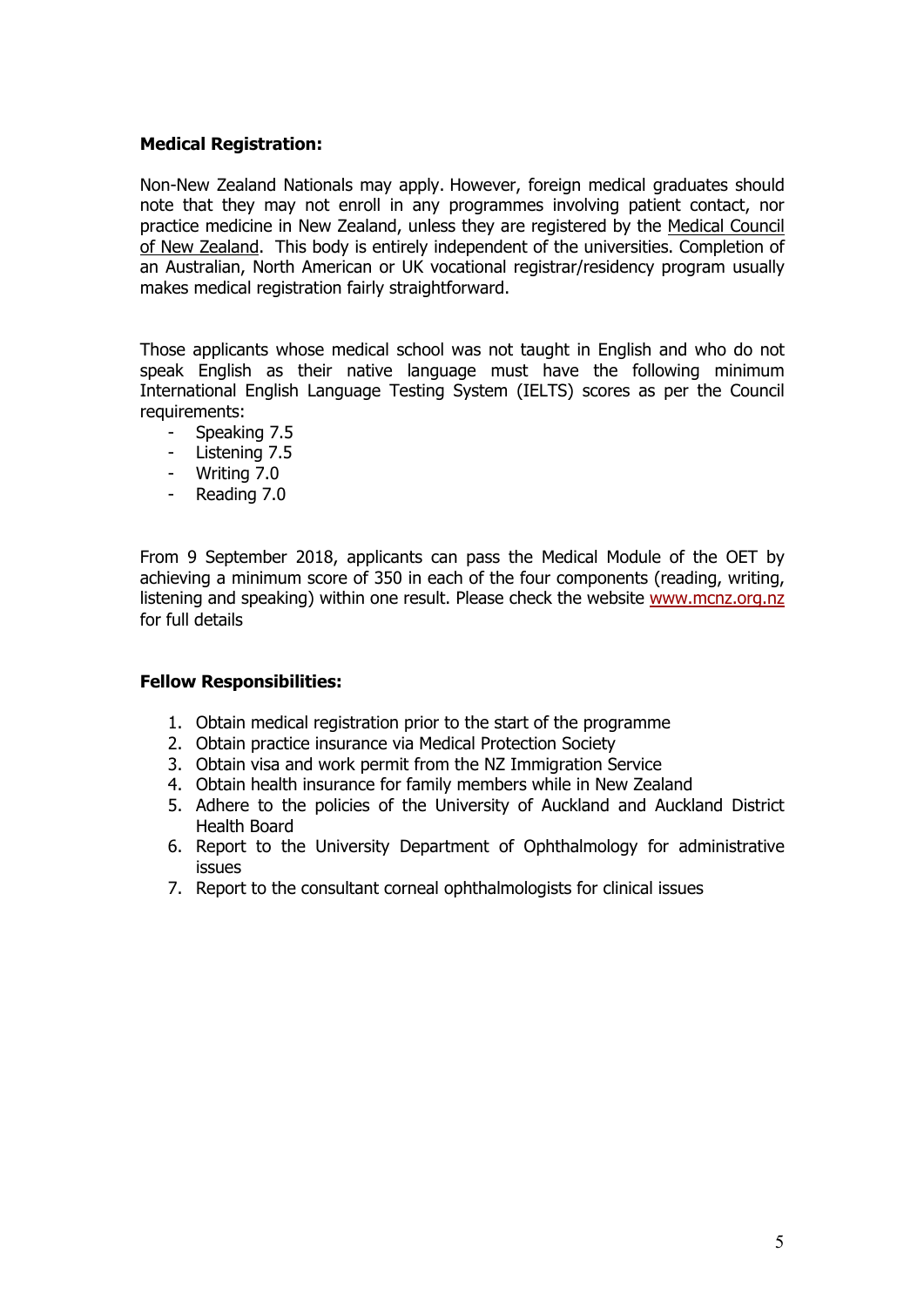**Medical Registration:**

Non-New Zealand Nationals may apply. However, foreign medical graduates should note that they may not enroll in any programmes involving patient contact, nor practice medicine in New Zealand, unless they are registered by the Medical Council of New Zealand. This body is entirely independent of the universities. Completion of an Australian, North American or UK vocational registrar/residency program usually makes medical registration fairly straightforward.

Those applicants whose medical school was not taught in English and who do not speak English as their native language must have the following minimum International English Language Testing System (IELTS) scores as per the Council requirements:

- Speaking 7.5
- Listening 7.5
- Writing 7.0
- Reading 7.0

From 9 September 2018, applicants can pass the Medical Module of the OET by achieving a minimum score of 350 in each of the four components (reading, writing, listening and speaking) within one result. Please check the website www.mcnz.org.nz for full details

**Fellow Responsibilities:**

1. Obtain medical registration prior to the start of the programme
2. Obtain practice insurance via Medical Protection Society
3. Obtain visa and work permit from the NZ Immigration Service
4. Obtain health insurance for family members while in New Zealand
5. Adhere to the policies of the University of Auckland and Auckland District Health Board
6. Report to the University Department of Ophthalmology for administrative issues
7. Report to the consultant corneal ophthalmologists for clinical issues